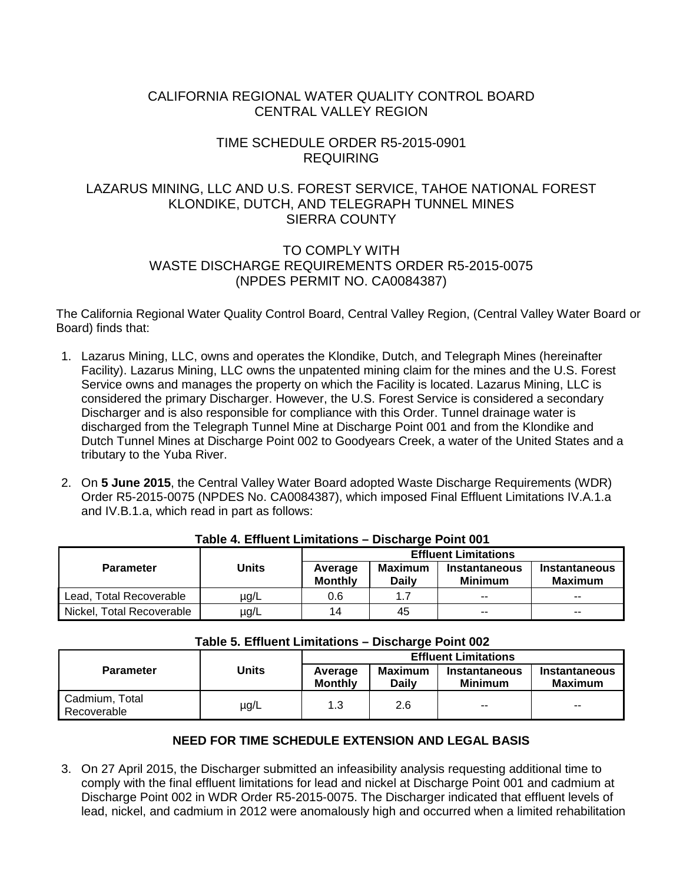# CALIFORNIA REGIONAL WATER QUALITY CONTROL BOARD
# CENTRAL VALLEY REGION

## TIME SCHEDULE ORDER R5-2015-0901
## REQUIRING

## LAZARUS MINING, LLC AND U.S. FOREST SERVICE, TAHOE NATIONAL FOREST
## KLONDIKE, DUTCH, AND TELEGRAPH TUNNEL MINES
## SIERRA COUNTY

## TO COMPLY WITH
## WASTE DISCHARGE REQUIREMENTS ORDER R5-2015-0075
## (NPDES PERMIT NO. CA0084387)

The California Regional Water Quality Control Board, Central Valley Region, (Central Valley Water Board or Board) finds that:

1. Lazarus Mining, LLC, owns and operates the Klondike, Dutch, and Telegraph Mines (hereinafter Facility). Lazarus Mining, LLC owns the unpatented mining claim for the mines and the U.S. Forest Service owns and manages the property on which the Facility is located. Lazarus Mining, LLC is considered the primary Discharger. However, the U.S. Forest Service is considered a secondary Discharger and is also responsible for compliance with this Order. Tunnel drainage water is discharged from the Telegraph Tunnel Mine at Discharge Point 001 and from the Klondike and Dutch Tunnel Mines at Discharge Point 002 to Goodyears Creek, a water of the United States and a tributary to the Yuba River.

2. On **5 June 2015**, the Central Valley Water Board adopted Waste Discharge Requirements (WDR) Order R5-2015-0075 (NPDES No. CA0084387), which imposed Final Effluent Limitations IV.A.1.a and IV.B.1.a, which read in part as follows:

**Table 4. Effluent Limitations – Discharge Point 001**

| Parameter | Units | Effluent Limitations | | | |
|---|---|---|---|---|---|
| | | Average Monthly | Maximum Daily | Instantaneous Minimum | Instantaneous Maximum |
| Lead, Total Recoverable | µg/L | 0.6 | 1.7 | -- | -- |
| Nickel, Total Recoverable | µg/L | 14 | 45 | -- | -- |

**Table 5. Effluent Limitations – Discharge Point 002**

| Parameter | Units | Effluent Limitations | | | |
|---|---|---|---|---|---|
| | | Average Monthly | Maximum Daily | Instantaneous Minimum | Instantaneous Maximum |
| Cadmium, Total Recoverable | µg/L | 1.3 | 2.6 | -- | -- |

### NEED FOR TIME SCHEDULE EXTENSION AND LEGAL BASIS

3. On 27 April 2015, the Discharger submitted an infeasibility analysis requesting additional time to comply with the final effluent limitations for lead and nickel at Discharge Point 001 and cadmium at Discharge Point 002 in WDR Order R5-2015-0075. The Discharger indicated that effluent levels of lead, nickel, and cadmium in 2012 were anomalously high and occurred when a limited rehabilitation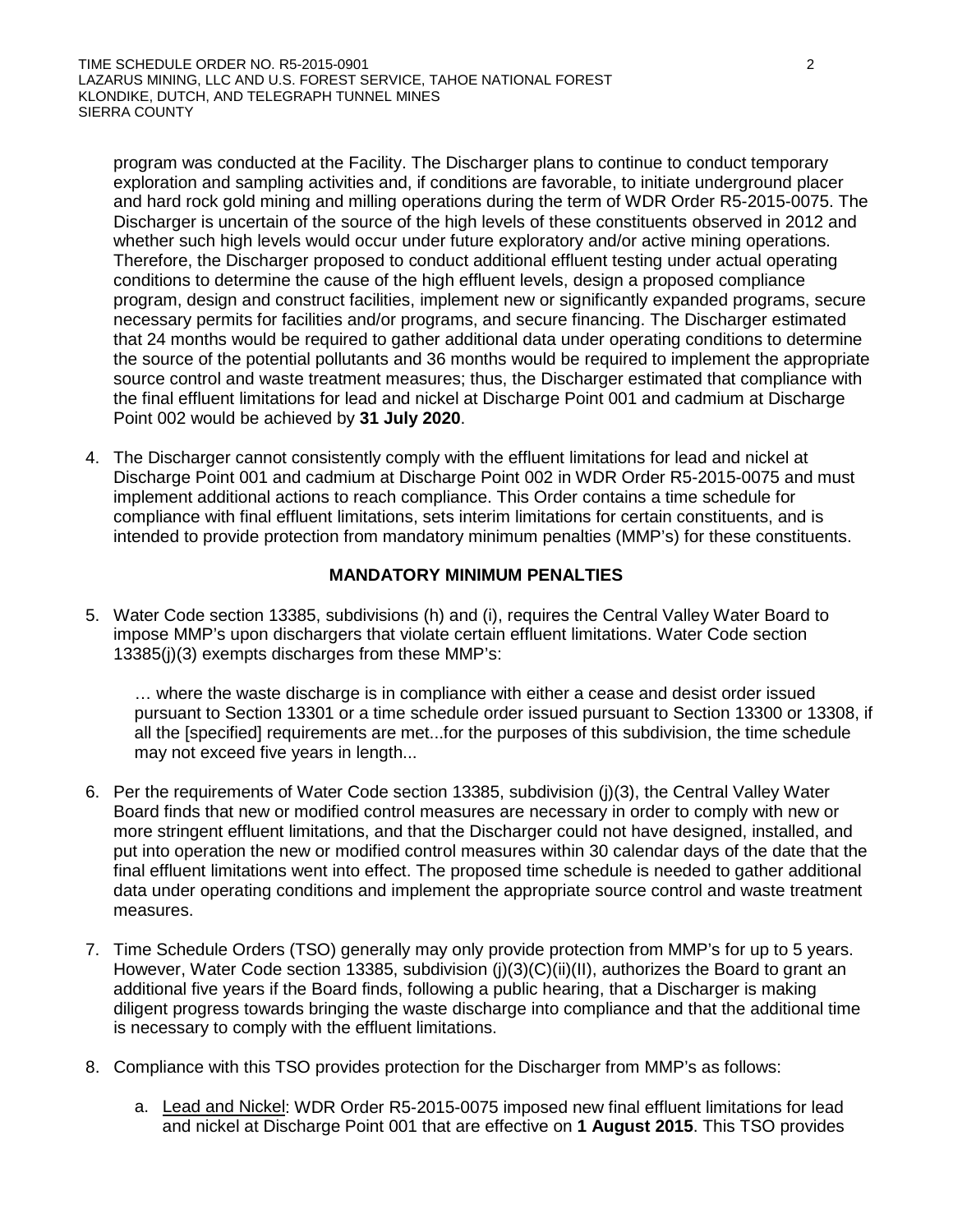program was conducted at the Facility. The Discharger plans to continue to conduct temporary exploration and sampling activities and, if conditions are favorable, to initiate underground placer and hard rock gold mining and milling operations during the term of WDR Order R5-2015-0075. The Discharger is uncertain of the source of the high levels of these constituents observed in 2012 and whether such high levels would occur under future exploratory and/or active mining operations. Therefore, the Discharger proposed to conduct additional effluent testing under actual operating conditions to determine the cause of the high effluent levels, design a proposed compliance program, design and construct facilities, implement new or significantly expanded programs, secure necessary permits for facilities and/or programs, and secure financing. The Discharger estimated that 24 months would be required to gather additional data under operating conditions to determine the source of the potential pollutants and 36 months would be required to implement the appropriate source control and waste treatment measures; thus, the Discharger estimated that compliance with the final effluent limitations for lead and nickel at Discharge Point 001 and cadmium at Discharge Point 002 would be achieved by **31 July 2020**.

4. The Discharger cannot consistently comply with the effluent limitations for lead and nickel at Discharge Point 001 and cadmium at Discharge Point 002 in WDR Order R5-2015-0075 and must implement additional actions to reach compliance. This Order contains a time schedule for compliance with final effluent limitations, sets interim limitations for certain constituents, and is intended to provide protection from mandatory minimum penalties (MMP's) for these constituents.

## MANDATORY MINIMUM PENALTIES

5. Water Code section 13385, subdivisions (h) and (i), requires the Central Valley Water Board to impose MMP's upon dischargers that violate certain effluent limitations. Water Code section 13385(j)(3) exempts discharges from these MMP's:

   … where the waste discharge is in compliance with either a cease and desist order issued pursuant to Section 13301 or a time schedule order issued pursuant to Section 13300 or 13308, if all the [specified] requirements are met...for the purposes of this subdivision, the time schedule may not exceed five years in length...

6. Per the requirements of Water Code section 13385, subdivision (j)(3), the Central Valley Water Board finds that new or modified control measures are necessary in order to comply with new or more stringent effluent limitations, and that the Discharger could not have designed, installed, and put into operation the new or modified control measures within 30 calendar days of the date that the final effluent limitations went into effect. The proposed time schedule is needed to gather additional data under operating conditions and implement the appropriate source control and waste treatment measures.

7. Time Schedule Orders (TSO) generally may only provide protection from MMP's for up to 5 years. However, Water Code section 13385, subdivision (j)(3)(C)(ii)(II), authorizes the Board to grant an additional five years if the Board finds, following a public hearing, that a Discharger is making diligent progress towards bringing the waste discharge into compliance and that the additional time is necessary to comply with the effluent limitations.

8. Compliance with this TSO provides protection for the Discharger from MMP's as follows:

   a. Lead and Nickel: WDR Order R5-2015-0075 imposed new final effluent limitations for lead and nickel at Discharge Point 001 that are effective on **1 August 2015**. This TSO provides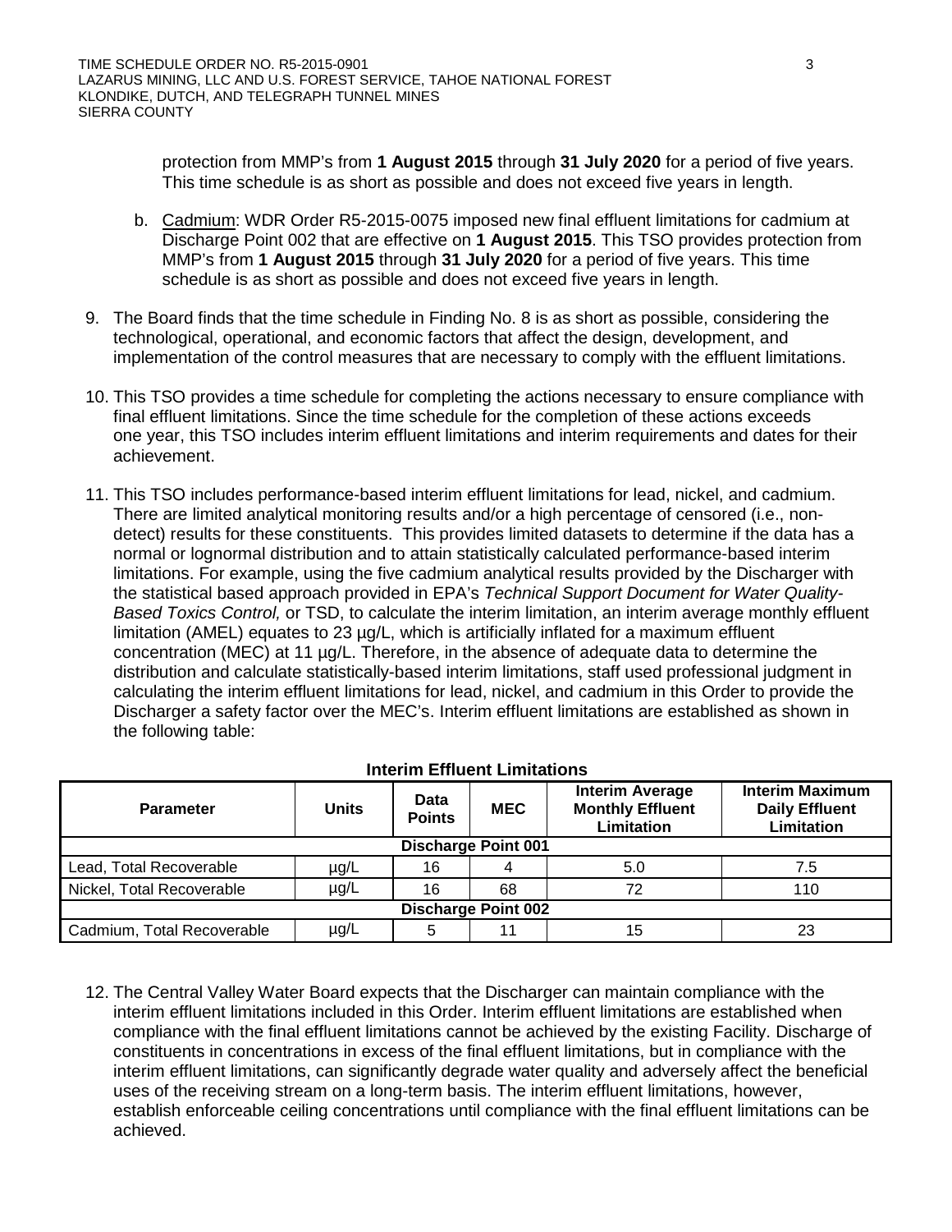protection from MMP's from **1 August 2015** through **31 July 2020** for a period of five years. This time schedule is as short as possible and does not exceed five years in length.

b. Cadmium: WDR Order R5-2015-0075 imposed new final effluent limitations for cadmium at Discharge Point 002 that are effective on **1 August 2015**. This TSO provides protection from MMP's from **1 August 2015** through **31 July 2020** for a period of five years. This time schedule is as short as possible and does not exceed five years in length.

9. The Board finds that the time schedule in Finding No. 8 is as short as possible, considering the technological, operational, and economic factors that affect the design, development, and implementation of the control measures that are necessary to comply with the effluent limitations.

10. This TSO provides a time schedule for completing the actions necessary to ensure compliance with final effluent limitations. Since the time schedule for the completion of these actions exceeds one year, this TSO includes interim effluent limitations and interim requirements and dates for their achievement.

11. This TSO includes performance-based interim effluent limitations for lead, nickel, and cadmium. There are limited analytical monitoring results and/or a high percentage of censored (i.e., non-detect) results for these constituents. This provides limited datasets to determine if the data has a normal or lognormal distribution and to attain statistically calculated performance-based interim limitations. For example, using the five cadmium analytical results provided by the Discharger with the statistical based approach provided in EPA's *Technical Support Document for Water Quality-Based Toxics Control,* or TSD, to calculate the interim limitation, an interim average monthly effluent limitation (AMEL) equates to 23 µg/L, which is artificially inflated for a maximum effluent concentration (MEC) at 11 µg/L. Therefore, in the absence of adequate data to determine the distribution and calculate statistically-based interim limitations, staff used professional judgment in calculating the interim effluent limitations for lead, nickel, and cadmium in this Order to provide the Discharger a safety factor over the MEC's. Interim effluent limitations are established as shown in the following table:

**Interim Effluent Limitations**

| Parameter | Units | Data Points | MEC | Interim Average Monthly Effluent Limitation | Interim Maximum Daily Effluent Limitation |
|---|---|---|---|---|---|
| **Discharge Point 001** | | | | | |
| Lead, Total Recoverable | µg/L | 16 | 4 | 5.0 | 7.5 |
| Nickel, Total Recoverable | µg/L | 16 | 68 | 72 | 110 |
| **Discharge Point 002** | | | | | |
| Cadmium, Total Recoverable | µg/L | 5 | 11 | 15 | 23 |

12. The Central Valley Water Board expects that the Discharger can maintain compliance with the interim effluent limitations included in this Order. Interim effluent limitations are established when compliance with the final effluent limitations cannot be achieved by the existing Facility. Discharge of constituents in concentrations in excess of the final effluent limitations, but in compliance with the interim effluent limitations, can significantly degrade water quality and adversely affect the beneficial uses of the receiving stream on a long-term basis. The interim effluent limitations, however, establish enforceable ceiling concentrations until compliance with the final effluent limitations can be achieved.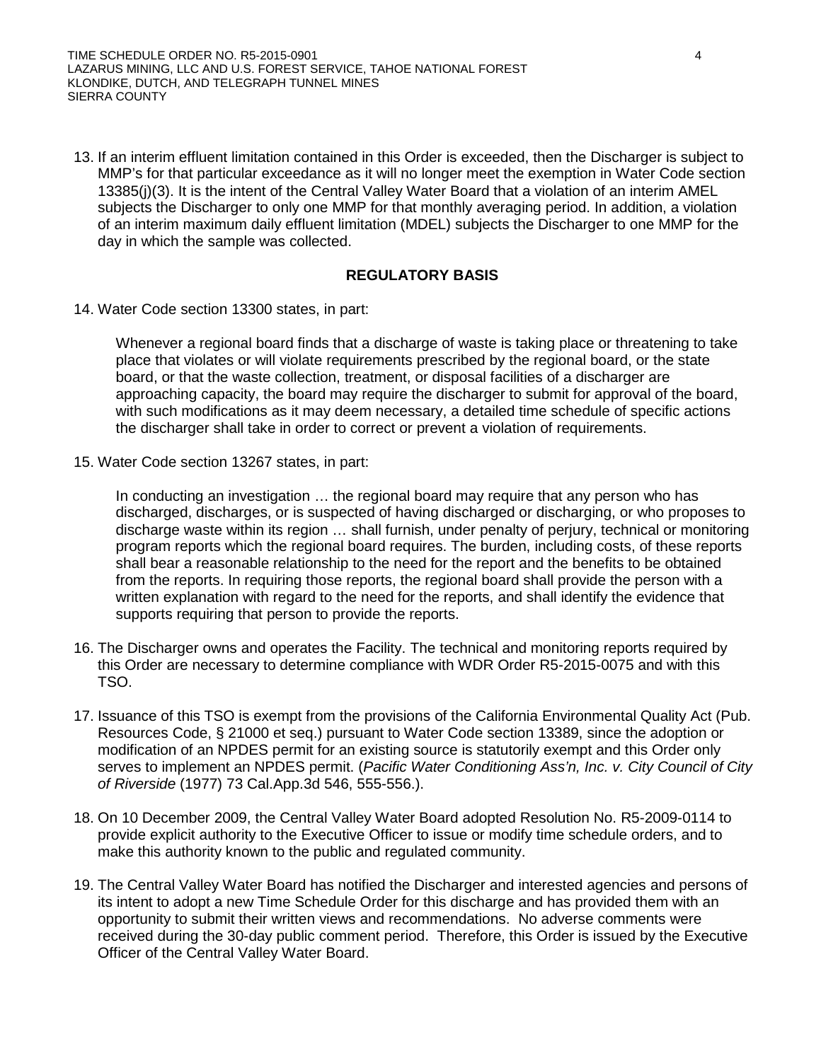13. If an interim effluent limitation contained in this Order is exceeded, then the Discharger is subject to MMP's for that particular exceedance as it will no longer meet the exemption in Water Code section 13385(j)(3). It is the intent of the Central Valley Water Board that a violation of an interim AMEL subjects the Discharger to only one MMP for that monthly averaging period. In addition, a violation of an interim maximum daily effluent limitation (MDEL) subjects the Discharger to one MMP for the day in which the sample was collected.

## REGULATORY BASIS

14. Water Code section 13300 states, in part:

    Whenever a regional board finds that a discharge of waste is taking place or threatening to take place that violates or will violate requirements prescribed by the regional board, or the state board, or that the waste collection, treatment, or disposal facilities of a discharger are approaching capacity, the board may require the discharger to submit for approval of the board, with such modifications as it may deem necessary, a detailed time schedule of specific actions the discharger shall take in order to correct or prevent a violation of requirements.

15. Water Code section 13267 states, in part:

    In conducting an investigation … the regional board may require that any person who has discharged, discharges, or is suspected of having discharged or discharging, or who proposes to discharge waste within its region … shall furnish, under penalty of perjury, technical or monitoring program reports which the regional board requires. The burden, including costs, of these reports shall bear a reasonable relationship to the need for the report and the benefits to be obtained from the reports. In requiring those reports, the regional board shall provide the person with a written explanation with regard to the need for the reports, and shall identify the evidence that supports requiring that person to provide the reports.

16. The Discharger owns and operates the Facility. The technical and monitoring reports required by this Order are necessary to determine compliance with WDR Order R5-2015-0075 and with this TSO.

17. Issuance of this TSO is exempt from the provisions of the California Environmental Quality Act (Pub. Resources Code, § 21000 et seq.) pursuant to Water Code section 13389, since the adoption or modification of an NPDES permit for an existing source is statutorily exempt and this Order only serves to implement an NPDES permit. (*Pacific Water Conditioning Ass'n, Inc. v. City Council of City of Riverside* (1977) 73 Cal.App.3d 546, 555-556.).

18. On 10 December 2009, the Central Valley Water Board adopted Resolution No. R5-2009-0114 to provide explicit authority to the Executive Officer to issue or modify time schedule orders, and to make this authority known to the public and regulated community.

19. The Central Valley Water Board has notified the Discharger and interested agencies and persons of its intent to adopt a new Time Schedule Order for this discharge and has provided them with an opportunity to submit their written views and recommendations. No adverse comments were received during the 30-day public comment period. Therefore, this Order is issued by the Executive Officer of the Central Valley Water Board.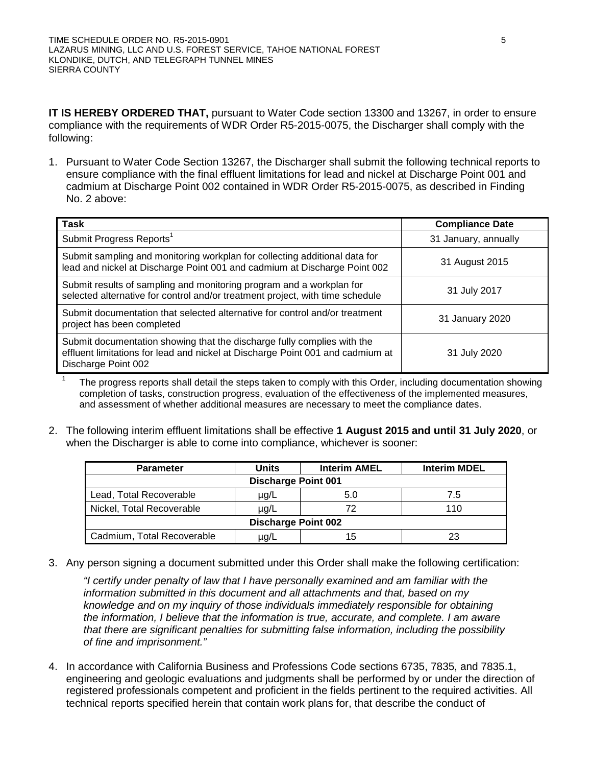**IT IS HEREBY ORDERED THAT,** pursuant to Water Code section 13300 and 13267, in order to ensure compliance with the requirements of WDR Order R5-2015-0075, the Discharger shall comply with the following:

1. Pursuant to Water Code Section 13267, the Discharger shall submit the following technical reports to ensure compliance with the final effluent limitations for lead and nickel at Discharge Point 001 and cadmium at Discharge Point 002 contained in WDR Order R5-2015-0075, as described in Finding No. 2 above:

| Task | Compliance Date |
|---|---|
| Submit Progress Reports[1] | 31 January, annually |
| Submit sampling and monitoring workplan for collecting additional data for lead and nickel at Discharge Point 001 and cadmium at Discharge Point 002 | 31 August 2015 |
| Submit results of sampling and monitoring program and a workplan for selected alternative for control and/or treatment project, with time schedule | 31 July 2017 |
| Submit documentation that selected alternative for control and/or treatment project has been completed | 31 January 2020 |
| Submit documentation showing that the discharge fully complies with the effluent limitations for lead and nickel at Discharge Point 001 and cadmium at Discharge Point 002 | 31 July 2020 |

[1] The progress reports shall detail the steps taken to comply with this Order, including documentation showing completion of tasks, construction progress, evaluation of the effectiveness of the implemented measures, and assessment of whether additional measures are necessary to meet the compliance dates.

2. The following interim effluent limitations shall be effective **1 August 2015 and until 31 July 2020**, or when the Discharger is able to come into compliance, whichever is sooner:

| Parameter | Units | Interim AMEL | Interim MDEL |
|---|---|---|---|
| **Discharge Point 001** | | | |
| Lead, Total Recoverable | µg/L | 5.0 | 7.5 |
| Nickel, Total Recoverable | µg/L | 72 | 110 |
| **Discharge Point 002** | | | |
| Cadmium, Total Recoverable | µg/L | 15 | 23 |

3. Any person signing a document submitted under this Order shall make the following certification:

   *"I certify under penalty of law that I have personally examined and am familiar with the information submitted in this document and all attachments and that, based on my knowledge and on my inquiry of those individuals immediately responsible for obtaining the information, I believe that the information is true, accurate, and complete. I am aware that there are significant penalties for submitting false information, including the possibility of fine and imprisonment."*

4. In accordance with California Business and Professions Code sections 6735, 7835, and 7835.1, engineering and geologic evaluations and judgments shall be performed by or under the direction of registered professionals competent and proficient in the fields pertinent to the required activities. All technical reports specified herein that contain work plans for, that describe the conduct of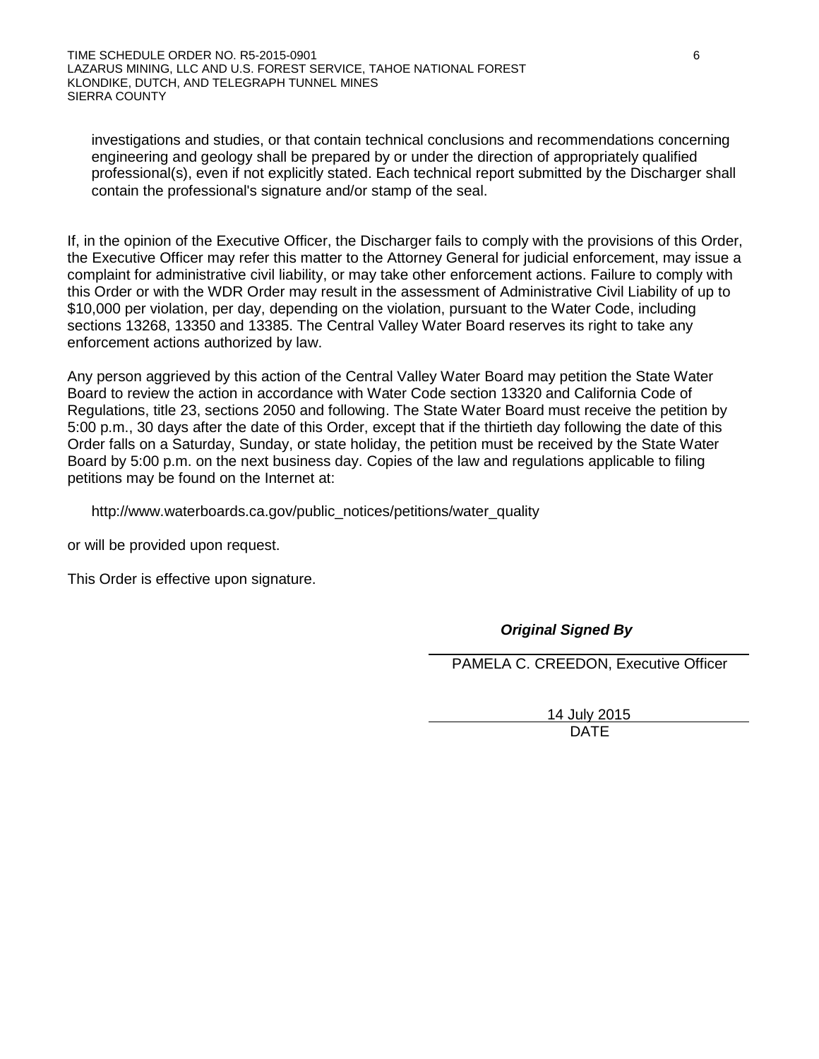investigations and studies, or that contain technical conclusions and recommendations concerning engineering and geology shall be prepared by or under the direction of appropriately qualified professional(s), even if not explicitly stated. Each technical report submitted by the Discharger shall contain the professional's signature and/or stamp of the seal.

If, in the opinion of the Executive Officer, the Discharger fails to comply with the provisions of this Order, the Executive Officer may refer this matter to the Attorney General for judicial enforcement, may issue a complaint for administrative civil liability, or may take other enforcement actions. Failure to comply with this Order or with the WDR Order may result in the assessment of Administrative Civil Liability of up to $10,000 per violation, per day, depending on the violation, pursuant to the Water Code, including sections 13268, 13350 and 13385. The Central Valley Water Board reserves its right to take any enforcement actions authorized by law.

Any person aggrieved by this action of the Central Valley Water Board may petition the State Water Board to review the action in accordance with Water Code section 13320 and California Code of Regulations, title 23, sections 2050 and following. The State Water Board must receive the petition by 5:00 p.m., 30 days after the date of this Order, except that if the thirtieth day following the date of this Order falls on a Saturday, Sunday, or state holiday, the petition must be received by the State Water Board by 5:00 p.m. on the next business day. Copies of the law and regulations applicable to filing petitions may be found on the Internet at:

http://www.waterboards.ca.gov/public_notices/petitions/water_quality

or will be provided upon request.

This Order is effective upon signature.

***Original Signed By***

PAMELA C. CREEDON, Executive Officer

14 July 2015

DATE